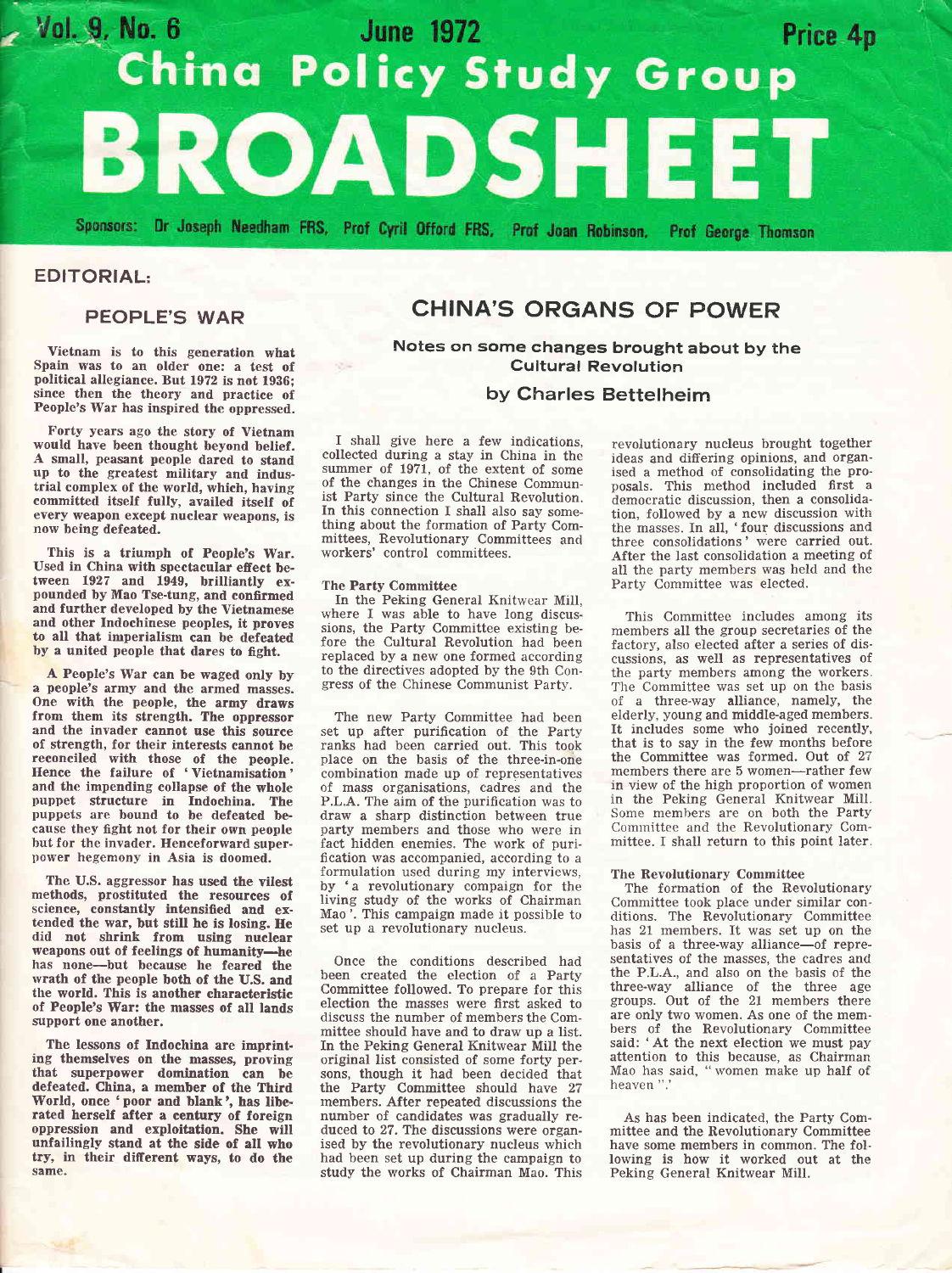Vol. 9, No. 6 June 1972 Price 4p

# China Policy Study Group BROADSHEET

Sponsors: Dr Joseph Needham FRS, Prof Cyril Offord FRS, Prof Joan Robinson, Prof George Thomson

## EDITORIAL:

### PEOPLE'S WAR

Vietnam is to this generation what Spain was to an older one: a test of political allegiance. But 1972 is not 1936; since then the theory and practice of People's War has inspired the oppressed.

Forty years ago the story of Vietnam would have been thought beyond belief. A small, peasant people dared to stand up to the greatest military and industrial complex of the world, which, having committed itself fully, availed itself of every weapon except nuclear weapons, is now being defeated.

This is a triumph of People's War. Used in China with spectacular effect between 1927 and 1949, brilliantly expounded by Mao Tse-tung, and confirmed and further developed by the Vietnamese and other Indochinese peoples, it proves to all that imperialism can be defeated by a united people that dares to fight.

A People's War can be waged only by a people's army and the armed masses. One with the people, the army draws from them its strength. The oppressor and the invader cannot use this source of strength, for their interests cannot be reconciled with those of the people. Hence the failure of 'Vietnamisation' and the impending collapse of the whole puppet structure in Indochina. The puppets are bound to be defeated because they fight not for their own people but for the invader. Henceforward superpower hegemony in Asia is doomed.

The U.S. aggressor has used the vilest methods, prostituted the resources of science, constantly intensified and extended the war, but still he is losing. He did not shrink from using nuclear weapons out of feelings of humanity—he has none—but because he feared the wrath of the people both of the U.S. and the world. This is another characteristic of People's War: the masses of all lands support one another.

The lessons of Indochina are imprinting themselves on the masses, proving that superpower domination can be defeated. China, a member of the Third World, once 'poor and blank', has liberated herself after a century of foreign oppression and exploitation. She will unfailingly stand at the side of all who try, in their different ways, to do the same.

## CHINA'S ORGANS OF POWER

### Notes on some changes brought about by the Cultural Revolution

### by Charles Bettelheim

I shall give here a few indications, collected during a stay in China in the summer of 1971, of the extent of some of the changes in the Chinese Communist Party since the Cultural Revolution. In this connection I shall also say something about the formation of Party Committees, Revolutionary Committees and workers' control committees.

**The Party Committee**

In the Peking General Knitwear Mill, where I was able to have long discussions, the Party Committee existing before the Cultural Revolution had been replaced by a new one formed according to the directives adopted by the 9th Congress of the Chinese Communist Party.

The new Party Committee had been set up after purification of the Party ranks had been carried out. This took place on the basis of the three-in-one combination made up of representatives of mass organisations, cadres and the P.L.A. The aim of the purification was to draw a sharp distinction between true party members and those who were in fact hidden enemies. The work of purification was accompanied, according to a formulation used during my interviews, by 'a revolutionary campaign for the living study of the works of Chairman Mao'. This campaign made it possible to set up a revolutionary nucleus.

Once the conditions described had been created the election of a Party Committee followed. To prepare for this election the masses were first asked to discuss the number of members the Committee should have and to draw up a list. In the Peking General Knitwear Mill the original list consisted of some forty persons, though it had been decided that the Party Committee should have 27 members. After repeated discussions the number of candidates was gradually reduced to 27. The discussions were organised by the revolutionary nucleus which had been set up during the campaign to study the works of Chairman Mao. This revolutionary nucleus brought together ideas and differing opinions, and organised a method of consolidating the proposals. This method included first a democratic discussion, then a consolidation, followed by a new discussion with the masses. In all, 'four discussions and three consolidations' were carried out. After the last consolidation a meeting of all the party members was held and the Party Committee was elected.

This Committee includes among its members all the group secretaries of the factory, also elected after a series of discussions, as well as representatives of the party members among the workers. The Committee was set up on the basis of a three-way alliance, namely, the elderly, young and middle-aged members. It includes some who joined recently, that is to say in the few months before the Committee was formed. Out of 27 members there are 5 women—rather few in view of the high proportion of women in the Peking General Knitwear Mill. Some members are on both the Party Committee and the Revolutionary Committee. I shall return to this point later.

**The Revolutionary Committee**

The formation of the Revolutionary Committee took place under similar conditions. The Revolutionary Committee has 21 members. It was set up on the basis of a three-way alliance—of representatives of the masses, the cadres and the P.L.A., and also on the basis of the three-way alliance of the three age groups. Out of the 21 members there are only two women. As one of the members of the Revolutionary Committee said: 'At the next election we must pay attention to this because, as Chairman Mao has said, "women make up half of heaven".'

As has been indicated, the Party Committee and the Revolutionary Committee have some members in common. The following is how it worked out at the Peking General Knitwear Mill.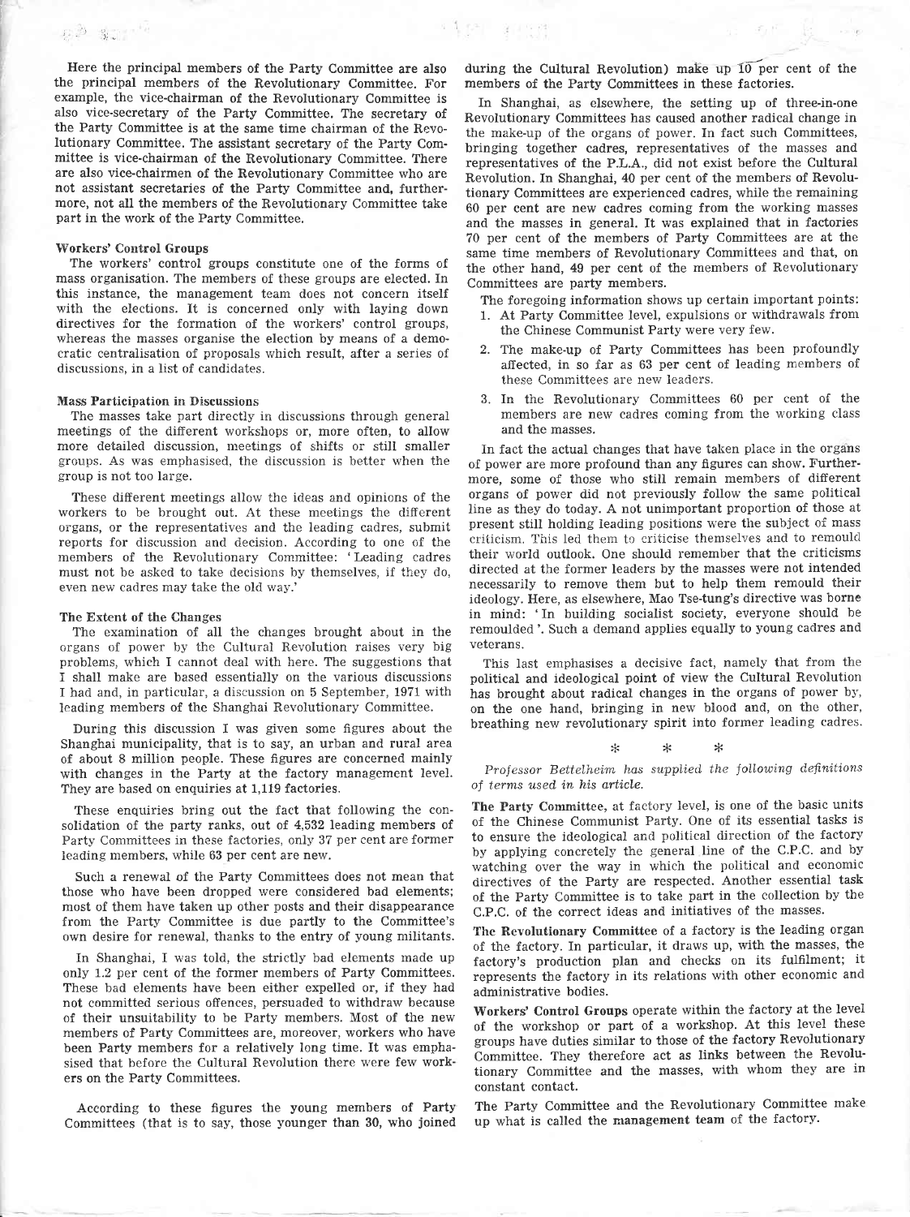Here the principal members of the Party Committee are also the principal members of the Revolutionary Committee. For example, the vice-chairman of the Revolutionary Committee is also vice-secretary of the Party Committee. The secretary of the Party Committee is at the same time chairman of the Revolutionary Committee. The assistant secretary of the Party Committee is vice-chairman of the Revolutionary Committee. There are also vice-chairmen of the Revolutionary Committee who are not assistant secretaries of the Party Committee and, furthermore, not all the members of the Revolutionary Committee take part in the work of the Party Committee.

### Workers' Control Groups

The workers' control groups constitute one of the forms of mass organisation. The members of these groups are elected. In this instance, the management team does not concern itself with the elections. It is concerned only with laying down directives for the formation of the workers' control groups, whereas the masses organise the election by means of a democratic centralisation of proposals which result, after a series of discussions, in a list of candidates.

### Mass Participation in Discussions

The masses take part directly in discussions through general meetings of the different workshops or, more often, to allow more detailed discussion, meetings of shifts or still smaller groups. As was emphasised, the discussion is better when the group is not too large.

These different meetings allow the ideas and opinions of the workers to be brought out. At these meetings the different organs, or the representatives and the leading cadres, submit reports for discussion and decision. According to one of the members of the Revolutionary Committee: 'Leading cadres must not be asked to take decisions by themselves, if they do, even new cadres may take the old way.'

### The Extent of the Changes

The examination of all the changes brought about in the organs of power by the Cultural Revolution raises very big problems, which I cannot deal with here. The suggestions that I shall make are based essentially on the various discussions I had and, in particular, a discussion on 5 September, 1971 with leading members of the Shanghai Revolutionary Committee.

During this discussion I was given some figures about the Shanghai municipality, that is to say, an urban and rural area of about 8 million people. These figures are concerned mainly with changes in the Party at the factory management level. They are based on enquiries at 1,119 factories.

These enquiries bring out the fact that following the consolidation of the party ranks, out of 4,532 leading members of Party Committees in these factories, only 37 per cent are former leading members, while 63 per cent are new.

Such a renewal of the Party Committees does not mean that those who have been dropped were considered bad elements; most of them have taken up other posts and their disappearance from the Party Committee is due partly to the Committee's own desire for renewal, thanks to the entry of young militants.

In Shanghai, I was told, the strictly bad elements made up only 1.2 per cent of the former members of Party Committees. These bad elements have been either expelled or, if they had not committed serious offences, persuaded to withdraw because of their unsuitability to be Party members. Most of the new members of Party Committees are, moreover, workers who have been Party members for a relatively long time. It was emphasised that before the Cultural Revolution there were few workers on the Party Committees.

According to these figures the young members of Party Committees (that is to say, those younger than 30, who joined during the Cultural Revolution) make up 10 per cent of the members of the Party Committees in these factories.

In Shanghai, as elsewhere, the setting up of three-in-one Revolutionary Committees has caused another radical change in the make-up of the organs of power. In fact such Committees, bringing together cadres, representatives of the masses and representatives of the P.L.A., did not exist before the Cultural Revolution. In Shanghai, 40 per cent of the members of Revolutionary Committees are experienced cadres, while the remaining 60 per cent are new cadres coming from the working masses and the masses in general. It was explained that in factories 70 per cent of the members of Party Committees are at the same time members of Revolutionary Committees and that, on the other hand, 49 per cent of the members of Revolutionary Committees are party members.

The foregoing information shows up certain important points:

1. At Party Committee level, expulsions or withdrawals from the Chinese Communist Party were very few.
2. The make-up of Party Committees has been profoundly affected, in so far as 63 per cent of leading members of these Committees are new leaders.
3. In the Revolutionary Committees 60 per cent of the members are new cadres coming from the working class and the masses.

In fact the actual changes that have taken place in the organs of power are more profound than any figures can show. Furthermore, some of those who still remain members of different organs of power did not previously follow the same political line as they do today. A not unimportant proportion of those at present still holding leading positions were the subject of mass criticism. This led them to criticise themselves and to remould their world outlook. One should remember that the criticisms directed at the former leaders by the masses were not intended necessarily to remove them but to help them remould their ideology. Here, as elsewhere, Mao Tse-tung's directive was borne in mind: 'In building socialist society, everyone should be remoulded'. Such a demand applies equally to young cadres and veterans.

This last emphasises a decisive fact, namely that from the political and ideological point of view the Cultural Revolution has brought about radical changes in the organs of power by, on the one hand, bringing in new blood and, on the other, breathing new revolutionary spirit into former leading cadres.

\* \* \*

*Professor Bettelheim has supplied the following definitions of terms used in his article.*

**The Party Committee**, at factory level, is one of the basic units of the Chinese Communist Party. One of its essential tasks is to ensure the ideological and political direction of the factory by applying concretely the general line of the C.P.C. and by watching over the way in which the political and economic directives of the Party are respected. Another essential task of the Party Committee is to take part in the collection by the C.P.C. of the correct ideas and initiatives of the masses.

**The Revolutionary Committee** of a factory is the leading organ of the factory. In particular, it draws up, with the masses, the factory's production plan and checks on its fulfilment; it represents the factory in its relations with other economic and administrative bodies.

**Workers' Control Groups** operate within the factory at the level of the workshop or part of a workshop. At this level these groups have duties similar to those of the factory Revolutionary Committee. They therefore act as links between the Revolutionary Committee and the masses, with whom they are in constant contact.

The Party Committee and the Revolutionary Committee make up what is called the **management team** of the factory.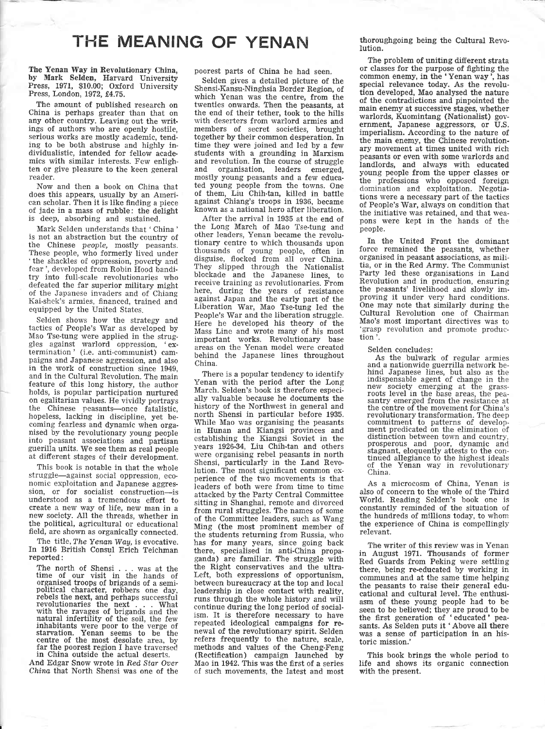# THE MEANING OF YENAN

**The Yenan Way in Revolutionary China, by Mark Selden, Harvard University Press, 1971, $10.00; Oxford University Press, London, 1972, £4.75.**

The amount of published research on China is perhaps greater than that on any other country. Leaving out the writings of authors who are openly hostile, serious works are mostly academic, tending to be both abstruse and highly individualistic, intended for fellow academics with similar interests. Few enlighten or give pleasure to the keen general reader.

Now and then a book on China that does this appears, usually by an American scholar. Then it is like finding a piece of jade in a mass of rubble: the delight is deep, absorbing and sustained.

Mark Selden understands that 'China' is not an abstraction but the country of the Chinese *people*, mostly peasants. These people, who formerly lived under 'the shackles of oppression, poverty and fear', developed from Robin Hood banditry into full-scale revolutionaries who defeated the far superior military might of the Japanese invaders and of Chiang Kai-shek's armies, financed, trained and equipped by the United States.

Selden shows how the strategy and tactics of People's War as developed by Mao Tse-tung were applied in the struggles against warlord oppression, 'extermination' (i.e. anti-communist) campaigns and Japanese aggression, and also in the work of construction since 1949, and in the Cultural Revolution. The main feature of this long history, the author holds, is popular participation nurtured on egalitarian values. He vividly portrays the Chinese peasants—once fatalistic, hopeless, lacking in discipline, yet becoming fearless and dynamic when organised by the revolutionary young people into peasant associations and partisan guerilla units. We see them as real people at different stages of their development.

This book is notable in that the whole struggle—against social oppression, economic exploitation and Japanese aggression, or for socialist construction—is understood as a tremendous effort to create a new way of life, new man in a new society. All the threads, whether in the political, agricultural or educational field, are shown as organically connected.

The title, *The Yenan Way*, is evocative. In 1916 British Consul Erich Teichman reported:

> The north of Shensi . . . was at the time of our visit in the hands of organised troops of brigands of a semi-political character, robbers one day, rebels the next, and perhaps successful revolutionaries the next . . . What with the ravages of brigands and the natural infertility of the soil, the few inhabitants were poor to the verge of starvation. Yenan seems to be the centre of the most desolate area, by far the poorest region I have traversed in China outside the actual deserts.

And Edgar Snow wrote in *Red Star Over China* that North Shensi was one of the poorest parts of China he had seen.

Selden gives a detailed picture of the Shensi-Kansu-Ninghsia Border Region, of which Yenan was the centre, from the twenties onwards. Then the peasants, at the end of their tether, took to the hills with deserters from warlord armies and members of secret societies, brought together by their common desperation. In time they were joined and led by a few students with a grounding in Marxism and revolution. In the course of struggle and organisation, leaders emerged, mostly young peasants and a few educated young people from the towns. One of them, Liu Chih-tan, killed in battle against Chiang's troops in 1936, became known as a national hero after liberation.

After the arrival in 1935 at the end of the Long March of Mao Tse-tung and other leaders, Yenan became the revolutionary centre to which thousands upon thousands of young people, often in disguise, flocked from all over China. They slipped through the Nationalist blockade and the Japanese lines, to receive training as revolutionaries. From here, during the years of resistance against Japan and the early part of the Liberation War, Mao Tse-tung led the People's War and the liberation struggle. Here he developed his theory of the Mass Line and wrote many of his most important works. Revolutionary base areas on the Yenan model were created behind the Japanese lines throughout China.

There is a popular tendency to identify Yenan with the period after the Long March. Selden's book is therefore especially valuable because he documents the history of the Northwest in general and north Shensi in particular before 1935. While Mao was organising the peasants in Hunan and Kiangsi provinces and establishing the Kiangsi Soviet in the years 1926-34, Liu Chih-tan and others were organising rebel peasants in north Shensi, particularly in the Land Revolution. The most significant common experience of the two movements is that leaders of both were from time to time attacked by the Party Central Committee sitting in Shanghai, remote and divorced from rural struggles. The names of some of the Committee leaders, such as Wang Ming (the most prominent member of the students returning from Russia, who has for many years, since going back there, specialised in anti-China propaganda) are familiar. The struggle with the Right conservatives and the ultra-Left, both expressions of opportunism, between bureaucracy at the top and local leadership in close contact with reality, runs through the whole history and will continue during the long period of socialism. It is therefore necessary to have repeated ideological campaigns for renewal of the revolutionary spirit. Selden refers frequently to the nature, scale, methods and values of the Cheng-Feng (Rectification) campaign launched by Mao in 1942. This was the first of a series of such movements, the latest and most thoroughgoing being the Cultural Revolution.

The problem of uniting different strata or classes for the purpose of fighting the common enemy, in the 'Yenan way', has special relevance today. As the revolution developed, Mao analysed the nature of the contradictions and pinpointed the main enemy at successive stages, whether warlords, Kuomintang (Nationalist) government, Japanese aggressors, or U.S. imperialism. According to the nature of the main enemy, the Chinese revolutionary movement at times united with rich peasants or even with some warlords and landlords, and always with educated young people from the upper classes or the professions who opposed foreign domination and exploitation. Negotiations were a necessary part of the tactics of People's War, always on condition that the initiative was retained, and that weapons were kept in the hands of the people.

In the United Front the dominant force remained the peasants, whether organised in peasant associations, as militia, or in the Red Army. The Communist Party led these organisations in Land Revolution and in production, ensuring the peasants' livelihood and slowly improving it under very hard conditions. One may note that similarly during the Cultural Revolution one of Chairman Mao's most important directives was to 'grasp revolution and promote production'.

Selden concludes:

> As the bulwark of regular armies and a nationwide guerrilla network behind Japanese lines, but also as the indispensable agent of change in the new society emerging at the grass-roots level in the base areas, the peasantry emerged from the resistance at the centre of the movement for China's revolutionary transformation. The deep commitment to patterns of development predicated on the elimination of distinction between town and country, prosperous and poor, dynamic and stagnant, eloquently attests to the continued allegiance to the highest ideals of the Yenan way in revolutionary China.

As a microcosm of China, Yenan is also of concern to the whole of the Third World. Reading Selden's book one is constantly reminded of the situation of the hundreds of millions today, to whom the experience of China is compellingly relevant.

The writer of this review was in Yenan in August 1971. Thousands of former Red Guards from Peking were settling there, being re-educated by working in communes and at the same time helping the peasants to raise their general educational and cultural level. The enthusiasm of these young people had to be seen to be believed; they are proud to be the first generation of 'educated' peasants. As Selden puts it 'Above all there was a sense of participation in an historic mission.'

This book brings the whole period to life and shows its organic connection with the present.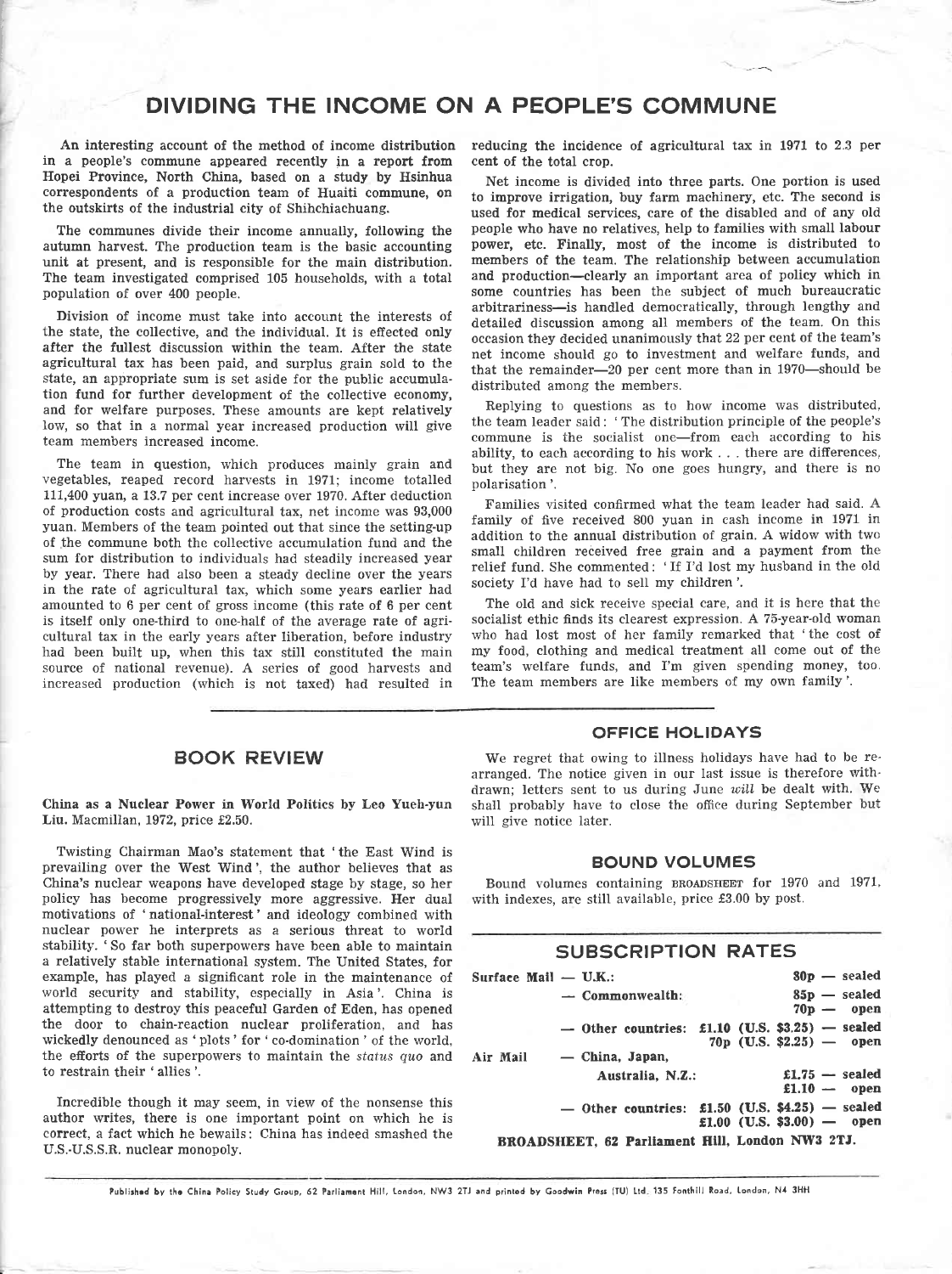# DIVIDING THE INCOME ON A PEOPLE'S COMMUNE

An interesting account of the method of income distribution in a people's commune appeared recently in a report from Hopei Province, North China, based on a study by Hsinhua correspondents of a production team of Huaiti commune, on the outskirts of the industrial city of Shihchiachuang.

The communes divide their income annually, following the autumn harvest. The production team is the basic accounting unit at present, and is responsible for the main distribution. The team investigated comprised 105 households, with a total population of over 400 people.

Division of income must take into account the interests of the state, the collective, and the individual. It is effected only after the fullest discussion within the team. After the state agricultural tax has been paid, and surplus grain sold to the state, an appropriate sum is set aside for the public accumulation fund for further development of the collective economy, and for welfare purposes. These amounts are kept relatively low, so that in a normal year increased production will give team members increased income.

The team in question, which produces mainly grain and vegetables, reaped record harvests in 1971; income totalled 111,400 yuan, a 13.7 per cent increase over 1970. After deduction of production costs and agricultural tax, net income was 93,000 yuan. Members of the team pointed out that since the setting-up of the commune both the collective accumulation fund and the sum for distribution to individuals had steadily increased year by year. There had also been a steady decline over the years in the rate of agricultural tax, which some years earlier had amounted to 6 per cent of gross income (this rate of 6 per cent is itself only one-third to one-half of the average rate of agricultural tax in the early years after liberation, before industry had been built up, when this tax still constituted the main source of national revenue). A series of good harvests and increased production (which is not taxed) had resulted in reducing the incidence of agricultural tax in 1971 to 2.3 per cent of the total crop.

Net income is divided into three parts. One portion is used to improve irrigation, buy farm machinery, etc. The second is used for medical services, care of the disabled and of any old people who have no relatives, help to families with small labour power, etc. Finally, most of the income is distributed to members of the team. The relationship between accumulation and production—clearly an important area of policy which in some countries has been the subject of much bureaucratic arbitrariness—is handled democratically, through lengthy and detailed discussion among all members of the team. On this occasion they decided unanimously that 22 per cent of the team's net income should go to investment and welfare funds, and that the remainder—20 per cent more than in 1970—should be distributed among the members.

Replying to questions as to how income was distributed, the team leader said: 'The distribution principle of the people's commune is the socialist one—from each according to his ability, to each according to his work . . . there are differences, but they are not big. No one goes hungry, and there is no polarisation'.

Families visited confirmed what the team leader had said. A family of five received 800 yuan in cash income in 1971 in addition to the annual distribution of grain. A widow with two small children received free grain and a payment from the relief fund. She commented: 'If I'd lost my husband in the old society I'd have had to sell my children'.

The old and sick receive special care, and it is here that the socialist ethic finds its clearest expression. A 75-year-old woman who had lost most of her family remarked that 'the cost of my food, clothing and medical treatment all come out of the team's welfare funds, and I'm given spending money, too. The team members are like members of my own family'.

## BOOK REVIEW

**China as a Nuclear Power in World Politics by Leo Yueh-yun Liu. Macmillan, 1972, price £2.50.**

Twisting Chairman Mao's statement that 'the East Wind is prevailing over the West Wind', the author believes that as China's nuclear weapons have developed stage by stage, so her policy has become progressively more aggressive. Her dual motivations of 'national-interest' and ideology combined with nuclear power he interprets as a serious threat to world stability. 'So far both superpowers have been able to maintain a relatively stable international system. The United States, for example, has played a significant role in the maintenance of world security and stability, especially in Asia'. China is attempting to destroy this peaceful Garden of Eden, has opened the door to chain-reaction nuclear proliferation, and has wickedly denounced as 'plots' for 'co-domination' of the world, the efforts of the superpowers to maintain the *status quo* and to restrain their 'allies'.

Incredible though it may seem, in view of the nonsense this author writes, there is one important point on which he is correct, a fact which he bewails: China has indeed smashed the U.S.-U.S.S.R. nuclear monopoly.

## OFFICE HOLIDAYS

We regret that owing to illness holidays have had to be rearranged. The notice given in our last issue is therefore withdrawn; letters sent to us during June *will* be dealt with. We shall probably have to close the office during September but will give notice later.

## BOUND VOLUMES

Bound volumes containing BROADSHEET for 1970 and 1971, with indexes, are still available, price £3.00 by post.

## SUBSCRIPTION RATES

| | | |
|---|---|---|
| **Surface Mail** | **— U.K.:** | **80p — sealed** |
| | **— Commonwealth:** | **85p — sealed** |
| | | **70p — open** |
| | **— Other countries:** | **£1.10 (U.S. $3.25) — sealed** |
| | | **70p (U.S. $2.25) — open** |
| **Air Mail** | **— China, Japan, Australia, N.Z.:** | **£1.75 — sealed** |
| | | **£1.10 — open** |
| | **— Other countries:** | **£1.50 (U.S. $4.25) — sealed** |
| | | **£1.00 (U.S. $3.00) — open** |

**BROADSHEET, 62 Parliament Hill, London NW3 2TJ.**

Published by the China Policy Study Group, 62 Parliament Hill, London, NW3 2TJ and printed by Goodwin Press (TU) Ltd. 135 Fonthill Road, London, N4 3HH